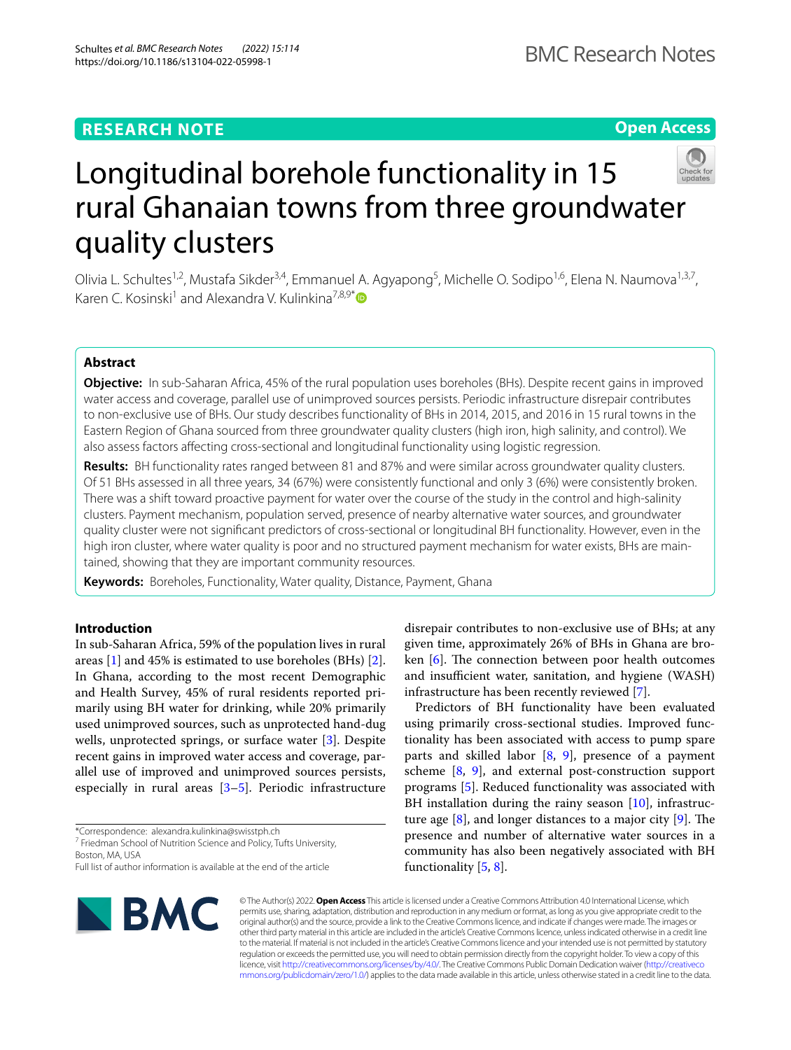RESEARCH NOTE

Open Access

# Longitudinal borehole functionality in 15 rural Ghanaian towns from three groundwater quality clusters

Olivia L. Schultes[1,2], Mustafa Sikder[3,4], Emmanuel A. Agyapong[5], Michelle O. Sodipo[1,6], Elena N. Naumova[1,3,7], Karen C. Kosinski[1] and Alexandra V. Kulinkina[7,8,9*]

## Abstract

**Objective:** In sub-Saharan Africa, 45% of the rural population uses boreholes (BHs). Despite recent gains in improved water access and coverage, parallel use of unimproved sources persists. Periodic infrastructure disrepair contributes to non-exclusive use of BHs. Our study describes functionality of BHs in 2014, 2015, and 2016 in 15 rural towns in the Eastern Region of Ghana sourced from three groundwater quality clusters (high iron, high salinity, and control). We also assess factors affecting cross-sectional and longitudinal functionality using logistic regression.

**Results:** BH functionality rates ranged between 81 and 87% and were similar across groundwater quality clusters. Of 51 BHs assessed in all three years, 34 (67%) were consistently functional and only 3 (6%) were consistently broken. There was a shift toward proactive payment for water over the course of the study in the control and high-salinity clusters. Payment mechanism, population served, presence of nearby alternative water sources, and groundwater quality cluster were not significant predictors of cross-sectional or longitudinal BH functionality. However, even in the high iron cluster, where water quality is poor and no structured payment mechanism for water exists, BHs are maintained, showing that they are important community resources.

**Keywords:** Boreholes, Functionality, Water quality, Distance, Payment, Ghana

## Introduction

In sub-Saharan Africa, 59% of the population lives in rural areas [1] and 45% is estimated to use boreholes (BHs) [2]. In Ghana, according to the most recent Demographic and Health Survey, 45% of rural residents reported primarily using BH water for drinking, while 20% primarily used unimproved sources, such as unprotected hand-dug wells, unprotected springs, or surface water [3]. Despite recent gains in improved water access and coverage, parallel use of improved and unimproved sources persists, especially in rural areas [3–5]. Periodic infrastructure disrepair contributes to non-exclusive use of BHs; at any given time, approximately 26% of BHs in Ghana are broken [6]. The connection between poor health outcomes and insufficient water, sanitation, and hygiene (WASH) infrastructure has been recently reviewed [7].

Predictors of BH functionality have been evaluated using primarily cross-sectional studies. Improved functionality has been associated with access to pump spare parts and skilled labor [8, 9], presence of a payment scheme [8, 9], and external post-construction support programs [5]. Reduced functionality was associated with BH installation during the rainy season [10], infrastructure age [8], and longer distances to a major city [9]. The presence and number of alternative water sources in a community has also been negatively associated with BH functionality [5, 8].

*Correspondence: alexandra.kulinkina@swisstph.ch
[7] Friedman School of Nutrition Science and Policy, Tufts University, Boston, MA, USA
Full list of author information is available at the end of the article

© The Author(s) 2022. **Open Access** This article is licensed under a Creative Commons Attribution 4.0 International License, which permits use, sharing, adaptation, distribution and reproduction in any medium or format, as long as you give appropriate credit to the original author(s) and the source, provide a link to the Creative Commons licence, and indicate if changes were made. The images or other third party material in this article are included in the article's Creative Commons licence, unless indicated otherwise in a credit line to the material. If material is not included in the article's Creative Commons licence and your intended use is not permitted by statutory regulation or exceeds the permitted use, you will need to obtain permission directly from the copyright holder. To view a copy of this licence, visit http://creativecommons.org/licenses/by/4.0/. The Creative Commons Public Domain Dedication waiver (http://creativecommons.org/publicdomain/zero/1.0/) applies to the data made available in this article, unless otherwise stated in a credit line to the data.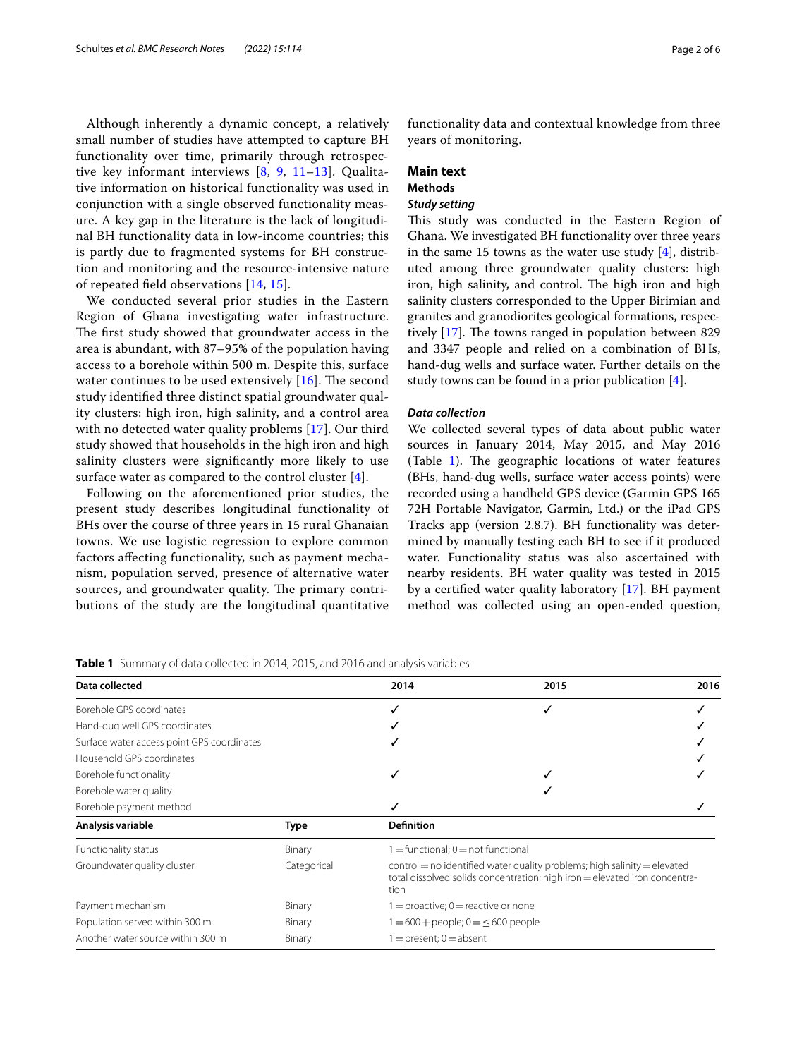Although inherently a dynamic concept, a relatively small number of studies have attempted to capture BH functionality over time, primarily through retrospective key informant interviews [8, 9, 11–13]. Qualitative information on historical functionality was used in conjunction with a single observed functionality measure. A key gap in the literature is the lack of longitudinal BH functionality data in low-income countries; this is partly due to fragmented systems for BH construction and monitoring and the resource-intensive nature of repeated field observations [14, 15].

We conducted several prior studies in the Eastern Region of Ghana investigating water infrastructure. The first study showed that groundwater access in the area is abundant, with 87–95% of the population having access to a borehole within 500 m. Despite this, surface water continues to be used extensively [16]. The second study identified three distinct spatial groundwater quality clusters: high iron, high salinity, and a control area with no detected water quality problems [17]. Our third study showed that households in the high iron and high salinity clusters were significantly more likely to use surface water as compared to the control cluster [4].

Following on the aforementioned prior studies, the present study describes longitudinal functionality of BHs over the course of three years in 15 rural Ghanaian towns. We use logistic regression to explore common factors affecting functionality, such as payment mechanism, population served, presence of alternative water sources, and groundwater quality. The primary contributions of the study are the longitudinal quantitative functionality data and contextual knowledge from three years of monitoring.

## Main text

### Methods

#### *Study setting*

This study was conducted in the Eastern Region of Ghana. We investigated BH functionality over three years in the same 15 towns as the water use study [4], distributed among three groundwater quality clusters: high iron, high salinity, and control. The high iron and high salinity clusters corresponded to the Upper Birimian and granites and granodiorites geological formations, respectively [17]. The towns ranged in population between 829 and 3347 people and relied on a combination of BHs, hand-dug wells and surface water. Further details on the study towns can be found in a prior publication [4].

#### *Data collection*

We collected several types of data about public water sources in January 2014, May 2015, and May 2016 (Table 1). The geographic locations of water features (BHs, hand-dug wells, surface water access points) were recorded using a handheld GPS device (Garmin GPS 165 72H Portable Navigator, Garmin, Ltd.) or the iPad GPS Tracks app (version 2.8.7). BH functionality was determined by manually testing each BH to see if it produced water. Functionality status was also ascertained with nearby residents. BH water quality was tested in 2015 by a certified water quality laboratory [17]. BH payment method was collected using an open-ended question,

**Table 1** Summary of data collected in 2014, 2015, and 2016 and analysis variables

| Data collected | | 2014 | 2015 | 2016 |
|---|---|---|---|---|
| Borehole GPS coordinates | | ✓ | ✓ | ✓ |
| Hand-dug well GPS coordinates | | ✓ | | ✓ |
| Surface water access point GPS coordinates | | ✓ | | ✓ |
| Household GPS coordinates | | | | ✓ |
| Borehole functionality | | ✓ | ✓ | ✓ |
| Borehole water quality | | | ✓ | |
| Borehole payment method | | ✓ | | ✓ |
| **Analysis variable** | **Type** | **Definition** | | |
| Functionality status | Binary | 1 = functional; 0 = not functional | | |
| Groundwater quality cluster | Categorical | control = no identified water quality problems; high salinity = elevated total dissolved solids concentration; high iron = elevated iron concentration | | |
| Payment mechanism | Binary | 1 = proactive; 0 = reactive or none | | |
| Population served within 300 m | Binary | 1 = 600 + people; 0 = ≤ 600 people | | |
| Another water source within 300 m | Binary | 1 = present; 0 = absent | | |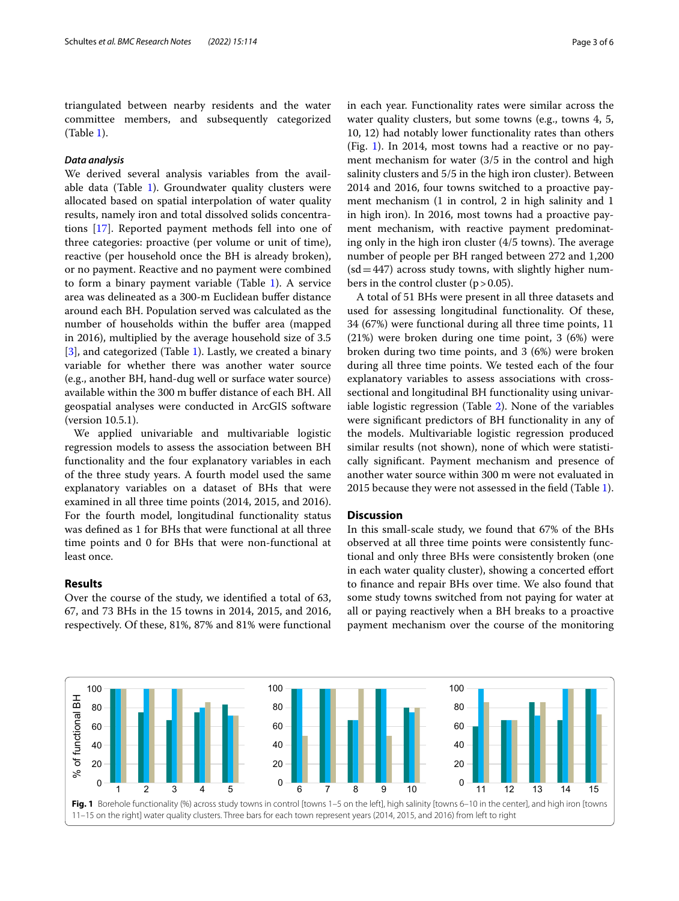triangulated between nearby residents and the water committee members, and subsequently categorized (Table 1).

### *Data analysis*

We derived several analysis variables from the available data (Table 1). Groundwater quality clusters were allocated based on spatial interpolation of water quality results, namely iron and total dissolved solids concentrations [17]. Reported payment methods fell into one of three categories: proactive (per volume or unit of time), reactive (per household once the BH is already broken), or no payment. Reactive and no payment were combined to form a binary payment variable (Table 1). A service area was delineated as a 300-m Euclidean buffer distance around each BH. Population served was calculated as the number of households within the buffer area (mapped in 2016), multiplied by the average household size of 3.5 [3], and categorized (Table 1). Lastly, we created a binary variable for whether there was another water source (e.g., another BH, hand-dug well or surface water source) available within the 300 m buffer distance of each BH. All geospatial analyses were conducted in ArcGIS software (version 10.5.1).

We applied univariable and multivariable logistic regression models to assess the association between BH functionality and the four explanatory variables in each of the three study years. A fourth model used the same explanatory variables on a dataset of BHs that were examined in all three time points (2014, 2015, and 2016). For the fourth model, longitudinal functionality status was defined as 1 for BHs that were functional at all three time points and 0 for BHs that were non-functional at least once.

## Results

Over the course of the study, we identified a total of 63, 67, and 73 BHs in the 15 towns in 2014, 2015, and 2016, respectively. Of these, 81%, 87% and 81% were functional in each year. Functionality rates were similar across the water quality clusters, but some towns (e.g., towns 4, 5, 10, 12) had notably lower functionality rates than others (Fig. 1). In 2014, most towns had a reactive or no payment mechanism for water (3/5 in the control and high salinity clusters and 5/5 in the high iron cluster). Between 2014 and 2016, four towns switched to a proactive payment mechanism (1 in control, 2 in high salinity and 1 in high iron). In 2016, most towns had a proactive payment mechanism, with reactive payment predominating only in the high iron cluster (4/5 towns). The average number of people per BH ranged between 272 and 1,200 ($sd = 447$) across study towns, with slightly higher numbers in the control cluster ($p > 0.05$).

A total of 51 BHs were present in all three datasets and used for assessing longitudinal functionality. Of these, 34 (67%) were functional during all three time points, 11 (21%) were broken during one time point, 3 (6%) were broken during two time points, and 3 (6%) were broken during all three time points. We tested each of the four explanatory variables to assess associations with cross-sectional and longitudinal BH functionality using univariable logistic regression (Table 2). None of the variables were significant predictors of BH functionality in any of the models. Multivariable logistic regression produced similar results (not shown), none of which were statistically significant. Payment mechanism and presence of another water source within 300 m were not evaluated in 2015 because they were not assessed in the field (Table 1).

## Discussion

In this small-scale study, we found that 67% of the BHs observed at all three time points were consistently functional and only three BHs were consistently broken (one in each water quality cluster), showing a concerted effort to finance and repair BHs over time. We also found that some study towns switched from not paying for water at all or paying reactively when a BH breaks to a proactive payment mechanism over the course of the monitoring

**Fig. 1** Borehole functionality (%) across study towns in control [towns 1–5 on the left], high salinity [towns 6–10 in the center], and high iron [towns 11–15 on the right] water quality clusters. Three bars for each town represent years (2014, 2015, and 2016) from left to right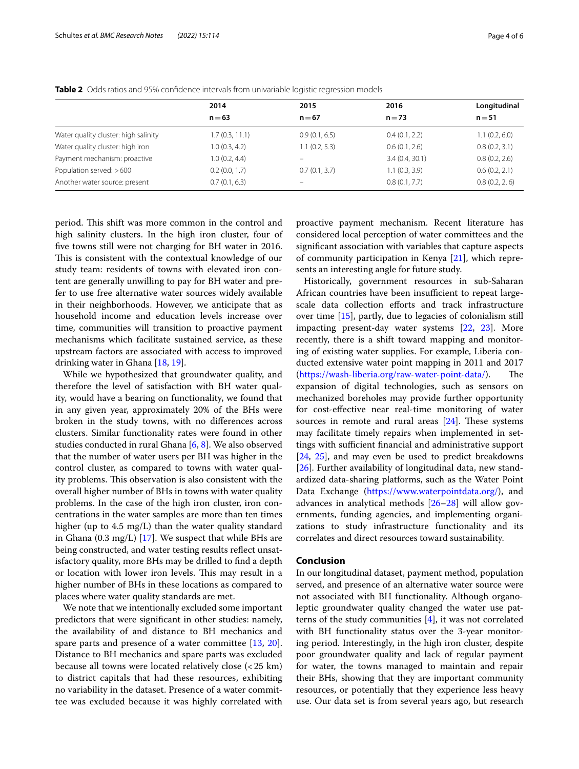**Table 2** Odds ratios and 95% confidence intervals from univariable logistic regression models

| | 2014<br>n = 63 | 2015<br>n = 67 | 2016<br>n = 73 | Longitudinal<br>n = 51 |
|---|---|---|---|---|
| Water quality cluster: high salinity | 1.7 (0.3, 11.1) | 0.9 (0.1, 6.5) | 0.4 (0.1, 2.2) | 1.1 (0.2, 6.0) |
| Water quality cluster: high iron | 1.0 (0.3, 4.2) | 1.1 (0.2, 5.3) | 0.6 (0.1, 2.6) | 0.8 (0.2, 3.1) |
| Payment mechanism: proactive | 1.0 (0.2, 4.4) | – | 3.4 (0.4, 30.1) | 0.8 (0.2, 2.6) |
| Population served: > 600 | 0.2 (0.0, 1.7) | 0.7 (0.1, 3.7) | 1.1 (0.3, 3.9) | 0.6 (0.2, 2.1) |
| Another water source: present | 0.7 (0.1, 6.3) | – | 0.8 (0.1, 7.7) | 0.8 (0.2, 2. 6) |

period. This shift was more common in the control and high salinity clusters. In the high iron cluster, four of five towns still were not charging for BH water in 2016. This is consistent with the contextual knowledge of our study team: residents of towns with elevated iron content are generally unwilling to pay for BH water and prefer to use free alternative water sources widely available in their neighborhoods. However, we anticipate that as household income and education levels increase over time, communities will transition to proactive payment mechanisms which facilitate sustained service, as these upstream factors are associated with access to improved drinking water in Ghana [18, 19].

While we hypothesized that groundwater quality, and therefore the level of satisfaction with BH water quality, would have a bearing on functionality, we found that in any given year, approximately 20% of the BHs were broken in the study towns, with no differences across clusters. Similar functionality rates were found in other studies conducted in rural Ghana [6, 8]. We also observed that the number of water users per BH was higher in the control cluster, as compared to towns with water quality problems. This observation is also consistent with the overall higher number of BHs in towns with water quality problems. In the case of the high iron cluster, iron concentrations in the water samples are more than ten times higher (up to 4.5 mg/L) than the water quality standard in Ghana (0.3 mg/L) [17]. We suspect that while BHs are being constructed, and water testing results reflect unsatisfactory quality, more BHs may be drilled to find a depth or location with lower iron levels. This may result in a higher number of BHs in these locations as compared to places where water quality standards are met.

We note that we intentionally excluded some important predictors that were significant in other studies: namely, the availability of and distance to BH mechanics and spare parts and presence of a water committee [13, 20]. Distance to BH mechanics and spare parts was excluded because all towns were located relatively close (< 25 km) to district capitals that had these resources, exhibiting no variability in the dataset. Presence of a water committee was excluded because it was highly correlated with proactive payment mechanism. Recent literature has considered local perception of water committees and the significant association with variables that capture aspects of community participation in Kenya [21], which represents an interesting angle for future study.

Historically, government resources in sub-Saharan African countries have been insufficient to repeat large-scale data collection efforts and track infrastructure over time [15], partly, due to legacies of colonialism still impacting present-day water systems [22, 23]. More recently, there is a shift toward mapping and monitoring of existing water supplies. For example, Liberia conducted extensive water point mapping in 2011 and 2017 (https://wash-liberia.org/raw-water-point-data/). The expansion of digital technologies, such as sensors on mechanized boreholes may provide further opportunity for cost-effective near real-time monitoring of water sources in remote and rural areas [24]. These systems may facilitate timely repairs when implemented in settings with sufficient financial and administrative support [24, 25], and may even be used to predict breakdowns [26]. Further availability of longitudinal data, new standardized data-sharing platforms, such as the Water Point Data Exchange (https://www.waterpointdata.org/), and advances in analytical methods [26–28] will allow governments, funding agencies, and implementing organizations to study infrastructure functionality and its correlates and direct resources toward sustainability.

## Conclusion

In our longitudinal dataset, payment method, population served, and presence of an alternative water source were not associated with BH functionality. Although organoleptic groundwater quality changed the water use patterns of the study communities [4], it was not correlated with BH functionality status over the 3-year monitoring period. Interestingly, in the high iron cluster, despite poor groundwater quality and lack of regular payment for water, the towns managed to maintain and repair their BHs, showing that they are important community resources, or potentially that they experience less heavy use. Our data set is from several years ago, but research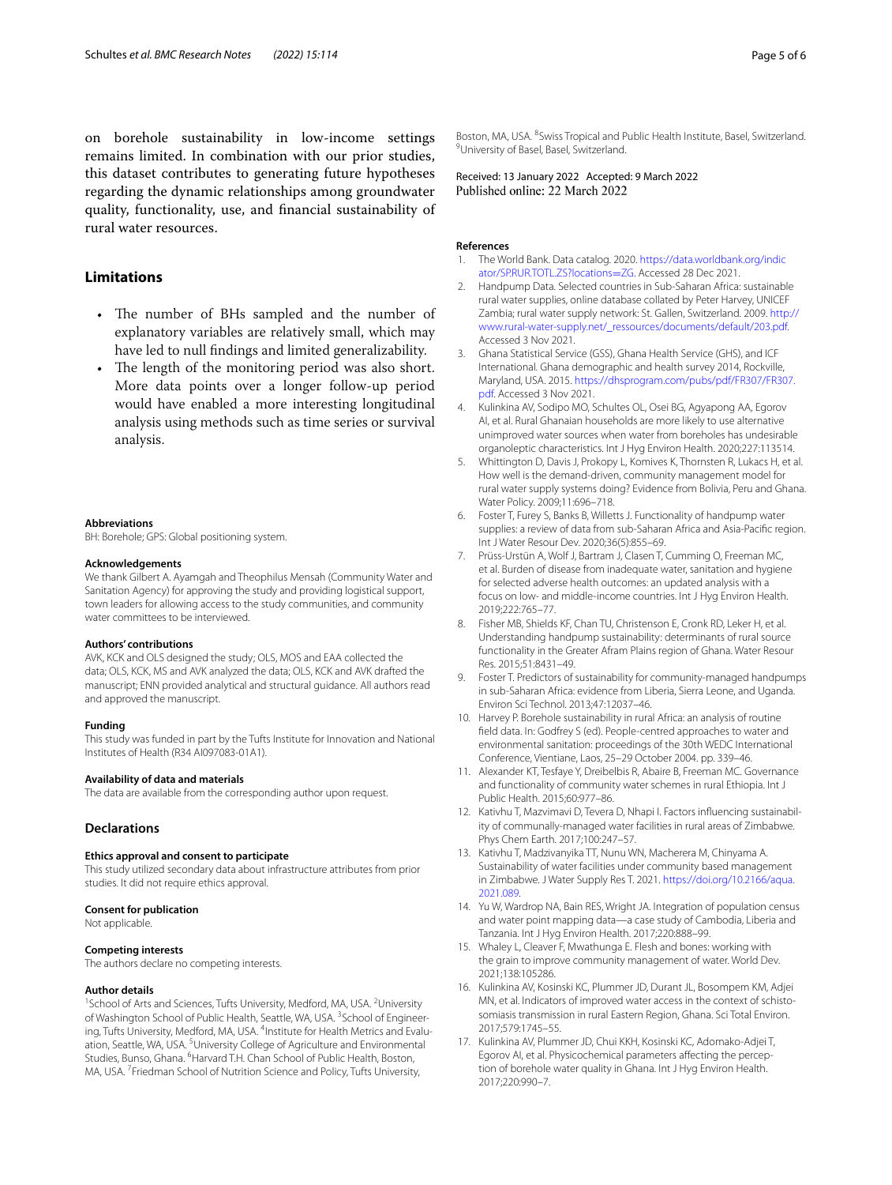on borehole sustainability in low-income settings remains limited. In combination with our prior studies, this dataset contributes to generating future hypotheses regarding the dynamic relationships among groundwater quality, functionality, use, and financial sustainability of rural water resources.

## Limitations

- The number of BHs sampled and the number of explanatory variables are relatively small, which may have led to null findings and limited generalizability.
- The length of the monitoring period was also short. More data points over a longer follow-up period would have enabled a more interesting longitudinal analysis using methods such as time series or survival analysis.

#### Abbreviations
BH: Borehole; GPS: Global positioning system.

#### Acknowledgements
We thank Gilbert A. Ayamgah and Theophilus Mensah (Community Water and Sanitation Agency) for approving the study and providing logistical support, town leaders for allowing access to the study communities, and community water committees to be interviewed.

#### Authors' contributions
AVK, KCK and OLS designed the study; OLS, MOS and EAA collected the data; OLS, KCK, MS and AVK analyzed the data; OLS, KCK and AVK drafted the manuscript; ENN provided analytical and structural guidance. All authors read and approved the manuscript.

#### Funding
This study was funded in part by the Tufts Institute for Innovation and National Institutes of Health (R34 AI097083-01A1).

#### Availability of data and materials
The data are available from the corresponding author upon request.

## Declarations

#### Ethics approval and consent to participate
This study utilized secondary data about infrastructure attributes from prior studies. It did not require ethics approval.

#### Consent for publication
Not applicable.

#### Competing interests
The authors declare no competing interests.

#### Author details
[1]School of Arts and Sciences, Tufts University, Medford, MA, USA. [2]University of Washington School of Public Health, Seattle, WA, USA. [3]School of Engineering, Tufts University, Medford, MA, USA. [4]Institute for Health Metrics and Evaluation, Seattle, WA, USA. [5]University College of Agriculture and Environmental Studies, Bunso, Ghana. [6]Harvard T.H. Chan School of Public Health, Boston, MA, USA. [7]Friedman School of Nutrition Science and Policy, Tufts University, Boston, MA, USA. [8]Swiss Tropical and Public Health Institute, Basel, Switzerland. [9]University of Basel, Basel, Switzerland.

Received: 13 January 2022 Accepted: 9 March 2022
Published online: 22 March 2022

#### References

1. The World Bank. Data catalog. 2020. https://data.worldbank.org/indicator/SP.RUR.TOTL.ZS?locations=ZG. Accessed 28 Dec 2021.
2. Handpump Data. Selected countries in Sub-Saharan Africa: sustainable rural water supplies, online database collated by Peter Harvey, UNICEF Zambia; rural water supply network: St. Gallen, Switzerland. 2009. http://www.rural-water-supply.net/_ressources/documents/default/203.pdf. Accessed 3 Nov 2021.
3. Ghana Statistical Service (GSS), Ghana Health Service (GHS), and ICF International. Ghana demographic and health survey 2014, Rockville, Maryland, USA. 2015. https://dhsprogram.com/pubs/pdf/FR307/FR307.pdf. Accessed 3 Nov 2021.
4. Kulinkina AV, Sodipo MO, Schultes OL, Osei BG, Agyapong AA, Egorov AI, et al. Rural Ghanaian households are more likely to use alternative unimproved water sources when water from boreholes has undesirable organoleptic characteristics. Int J Hyg Environ Health. 2020;227:113514.
5. Whittington D, Davis J, Prokopy L, Komives K, Thornsten R, Lukacs H, et al. How well is the demand-driven, community management model for rural water supply systems doing? Evidence from Bolivia, Peru and Ghana. Water Policy. 2009;11:696–718.
6. Foster T, Furey S, Banks B, Willetts J. Functionality of handpump water supplies: a review of data from sub-Saharan Africa and Asia-Pacific region. Int J Water Resour Dev. 2020;36(5):855–69.
7. Prüss-Ustün A, Wolf J, Bartram J, Clasen T, Cumming O, Freeman MC, et al. Burden of disease from inadequate water, sanitation and hygiene for selected adverse health outcomes: an updated analysis with a focus on low- and middle-income countries. Int J Hyg Environ Health. 2019;222:765–77.
8. Fisher MB, Shields KF, Chan TU, Christenson E, Cronk RD, Leker H, et al. Understanding handpump sustainability: determinants of rural source functionality in the Greater Afram Plains region of Ghana. Water Resour Res. 2015;51:8431–49.
9. Foster T. Predictors of sustainability for community-managed handpumps in sub-Saharan Africa: evidence from Liberia, Sierra Leone, and Uganda. Environ Sci Technol. 2013;47:12037–46.
10. Harvey P. Borehole sustainability in rural Africa: an analysis of routine field data. In: Godfrey S (ed). People-centred approaches to water and environmental sanitation: proceedings of the 30th WEDC International Conference, Vientiane, Laos, 25–29 October 2004. pp. 339–46.
11. Alexander KT, Tesfaye Y, Dreibelbis R, Abaire B, Freeman MC. Governance and functionality of community water schemes in rural Ethiopia. Int J Public Health. 2015;60:977–86.
12. Kativhu T, Mazvimavi D, Tevera D, Nhapi I. Factors influencing sustainability of communally-managed water facilities in rural areas of Zimbabwe. Phys Chem Earth. 2017;100:247–57.
13. Kativhu T, Madzivanyika TT, Nunu WN, Macherera M, Chinyama A. Sustainability of water facilities under community based management in Zimbabwe. J Water Supply Res T. 2021. https://doi.org/10.2166/aqua.2021.089.
14. Yu W, Wardrop NA, Bain RES, Wright JA. Integration of population census and water point mapping data—a case study of Cambodia, Liberia and Tanzania. Int J Hyg Environ Health. 2017;220:888–99.
15. Whaley L, Cleaver F, Mwathunga E. Flesh and bones: working with the grain to improve community management of water. World Dev. 2021;138:105286.
16. Kulinkina AV, Kosinski KC, Plummer JD, Durant JL, Bosompem KM, Adjei MN, et al. Indicators of improved water access in the context of schistosomiasis transmission in rural Eastern Region, Ghana. Sci Total Environ. 2017;579:1745–55.
17. Kulinkina AV, Plummer JD, Chui KKH, Kosinski KC, Adomako-Adjei T, Egorov AI, et al. Physicochemical parameters affecting the perception of borehole water quality in Ghana. Int J Hyg Environ Health. 2017;220:990–7.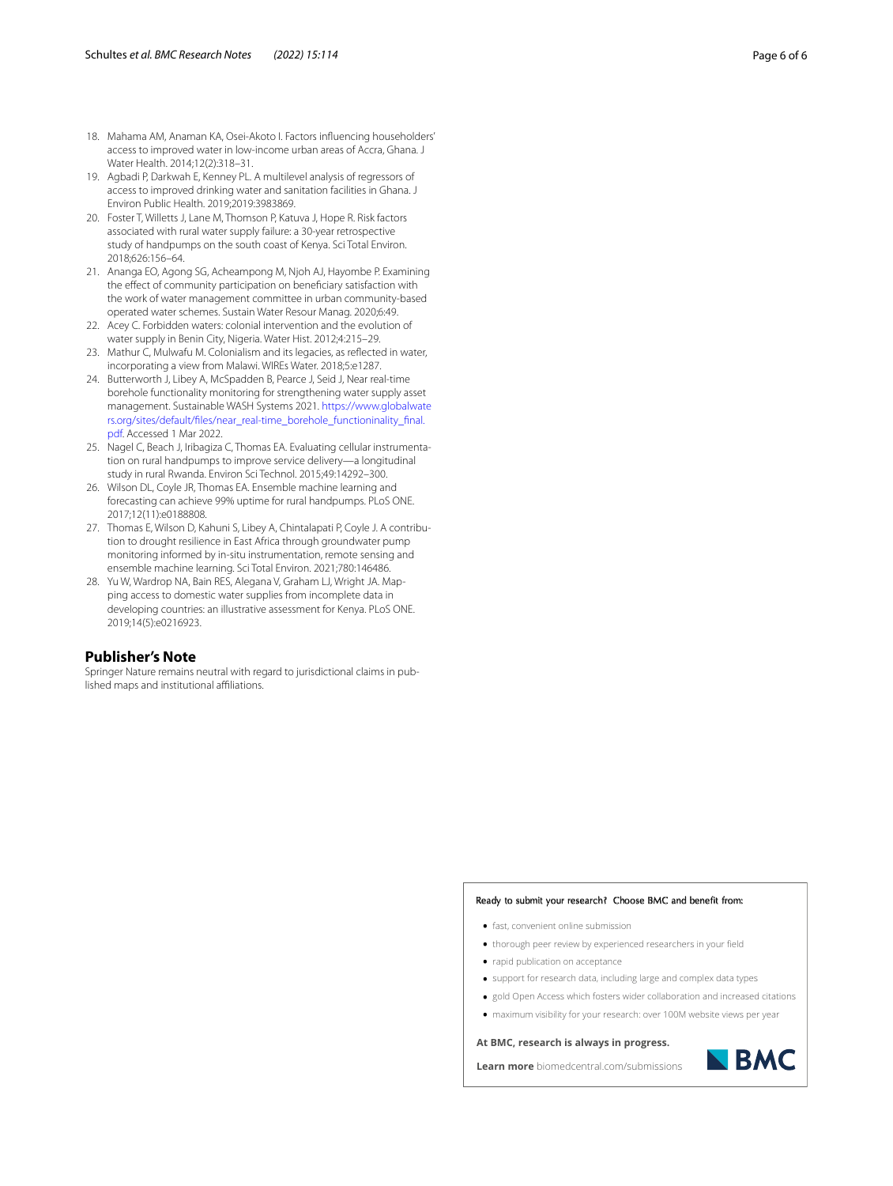18. Mahama AM, Anaman KA, Osei-Akoto I. Factors influencing householders' access to improved water in low-income urban areas of Accra, Ghana. J Water Health. 2014;12(2):318–31.
19. Agbadi P, Darkwah E, Kenney PL. A multilevel analysis of regressors of access to improved drinking water and sanitation facilities in Ghana. J Environ Public Health. 2019;2019:3983869.
20. Foster T, Willetts J, Lane M, Thomson P, Katuva J, Hope R. Risk factors associated with rural water supply failure: a 30-year retrospective study of handpumps on the south coast of Kenya. Sci Total Environ. 2018;626:156–64.
21. Ananga EO, Agong SG, Acheampong M, Njoh AJ, Hayombe P. Examining the effect of community participation on beneficiary satisfaction with the work of water management committee in urban community-based operated water schemes. Sustain Water Resour Manag. 2020;6:49.
22. Acey C. Forbidden waters: colonial intervention and the evolution of water supply in Benin City, Nigeria. Water Hist. 2012;4:215–29.
23. Mathur C, Mulwafu M. Colonialism and its legacies, as reflected in water, incorporating a view from Malawi. WIREs Water. 2018;5:e1287.
24. Butterworth J, Libey A, McSpadden B, Pearce J, Seid J, Near real-time borehole functionality monitoring for strengthening water supply asset management. Sustainable WASH Systems 2021. https://www.globalwaters.org/sites/default/files/near_real-time_borehole_functioninality_final.pdf. Accessed 1 Mar 2022.
25. Nagel C, Beach J, Iribagiza C, Thomas EA. Evaluating cellular instrumentation on rural handpumps to improve service delivery—a longitudinal study in rural Rwanda. Environ Sci Technol. 2015;49:14292–300.
26. Wilson DL, Coyle JR, Thomas EA. Ensemble machine learning and forecasting can achieve 99% uptime for rural handpumps. PLoS ONE. 2017;12(11):e0188808.
27. Thomas E, Wilson D, Kahuni S, Libey A, Chintalapati P, Coyle J. A contribution to drought resilience in East Africa through groundwater pump monitoring informed by in-situ instrumentation, remote sensing and ensemble machine learning. Sci Total Environ. 2021;780:146486.
28. Yu W, Wardrop NA, Bain RES, Alegana V, Graham LJ, Wright JA. Mapping access to domestic water supplies from incomplete data in developing countries: an illustrative assessment for Kenya. PLoS ONE. 2019;14(5):e0216923.

## Publisher's Note

Springer Nature remains neutral with regard to jurisdictional claims in published maps and institutional affiliations.

Ready to submit your research? Choose BMC and benefit from:

- fast, convenient online submission
- thorough peer review by experienced researchers in your field
- rapid publication on acceptance
- support for research data, including large and complex data types
- gold Open Access which fosters wider collaboration and increased citations
- maximum visibility for your research: over 100M website views per year

**At BMC, research is always in progress.**

**Learn more** biomedcentral.com/submissions

BMC